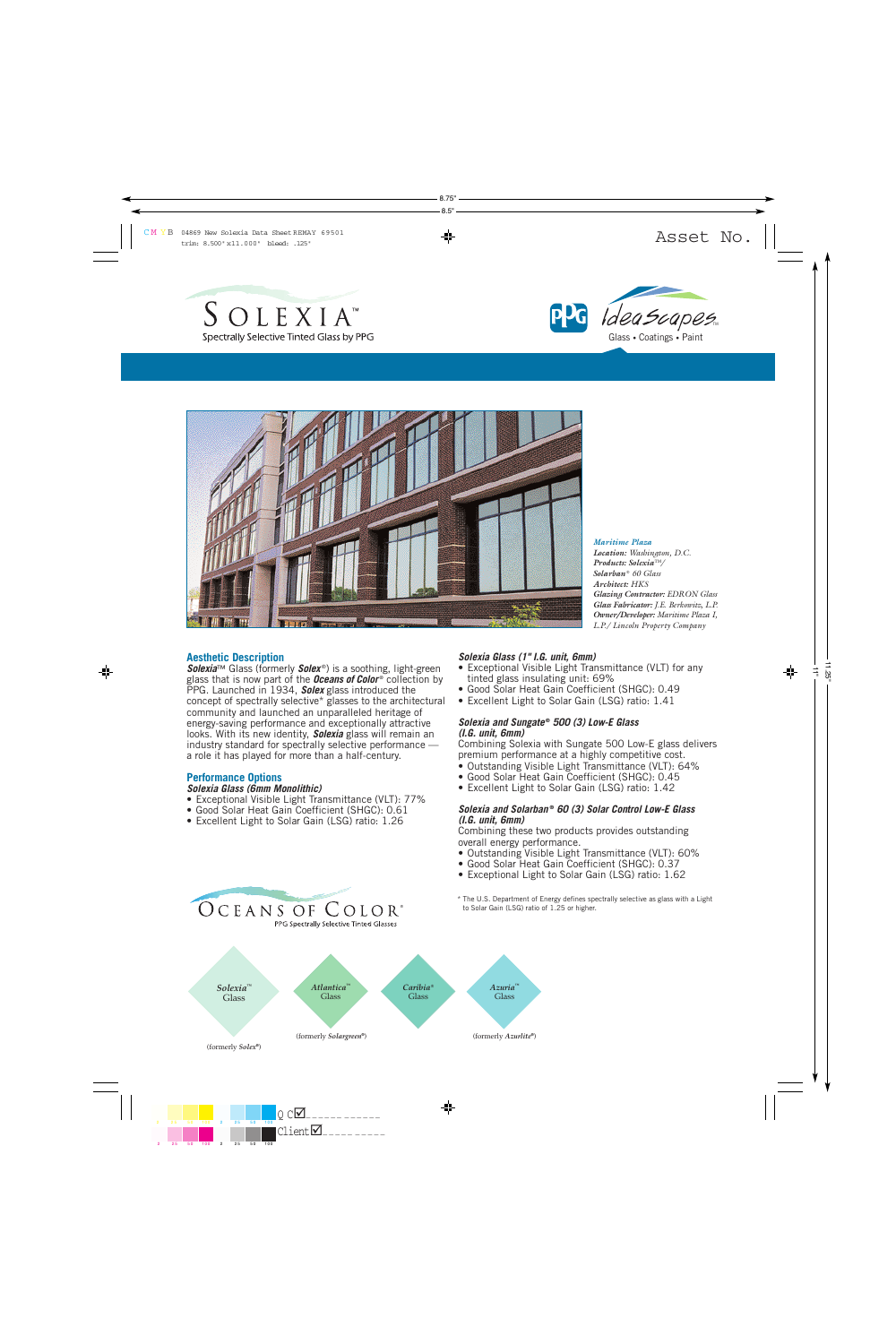# SOLEXIA™

Spectrally Selective Tinted Glass by PPG

PPG IdeaScapes™ Glass • Coatings • Paint

***Maritime Plaza***
***Location:*** *Washington, D.C.*
***Products:*** *Solexia™/ Solarban® 60 Glass*
***Architect:*** *HKS*
***Glazing Contractor:*** *EDRON Glass*
***Glass Fabricator:*** *J.E. Berkowitz, L.P.*
***Owner/Developer:*** *Maritime Plaza I, L.P./ Lincoln Property Company*

## Aesthetic Description

***Solexia***™ Glass (formerly ***Solex***®) is a soothing, light-green glass that is now part of the ***Oceans of Color***® collection by PPG. Launched in 1934, ***Solex*** glass introduced the concept of spectrally selective* glasses to the architectural community and launched an unparalleled heritage of energy-saving performance and exceptionally attractive looks. With its new identity, ***Solexia*** glass will remain an industry standard for spectrally selective performance — a role it has played for more than a half-century.

## Performance Options

***Solexia Glass (6mm Monolithic)***

- Exceptional Visible Light Transmittance (VLT): 77%
- Good Solar Heat Gain Coefficient (SHGC): 0.61
- Excellent Light to Solar Gain (LSG) ratio: 1.26

***Solexia Glass (1" I.G. unit, 6mm)***

- Exceptional Visible Light Transmittance (VLT) for any tinted glass insulating unit: 69%
- Good Solar Heat Gain Coefficient (SHGC): 0.49
- Excellent Light to Solar Gain (LSG) ratio: 1.41

***Solexia and Sungate® 500 (3) Low-E Glass (I.G. unit, 6mm)***

Combining Solexia with Sungate 500 Low-E glass delivers premium performance at a highly competitive cost.

- Outstanding Visible Light Transmittance (VLT): 64%
- Good Solar Heat Gain Coefficient (SHGC): 0.45
- Excellent Light to Solar Gain (LSG) ratio: 1.42

***Solexia and Solarban® 60 (3) Solar Control Low-E Glass (I.G. unit, 6mm)***

Combining these two products provides outstanding overall energy performance.

- Outstanding Visible Light Transmittance (VLT): 60%
- Good Solar Heat Gain Coefficient (SHGC): 0.37
- Exceptional Light to Solar Gain (LSG) ratio: 1.62

\* The U.S. Department of Energy defines spectrally selective as glass with a Light to Solar Gain (LSG) ratio of 1.25 or higher.

OCEANS OF COLOR®
PPG Spectrally Selective Tinted Glasses

- *Solexia*™ Glass (formerly *Solex*®)
- *Atlantica*™ Glass (formerly *Solargreen*®)
- *Caribia*® Glass
- *Azuria*™ Glass (formerly *Azurlite*®)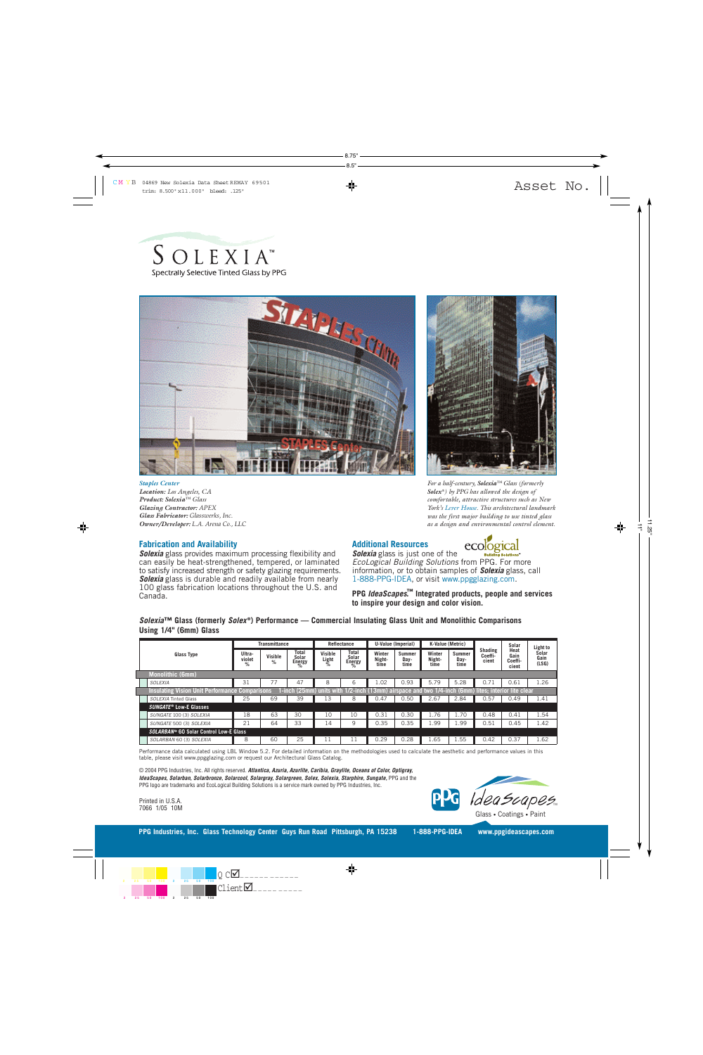# SOLEXIA™

Spectrally Selective Tinted Glass by PPG

*Staples Center*
***Location:*** *Los Angeles, CA*
***Product:*** *Solexia™ Glass*
***Glazing Contractor:*** *APEX*
***Glass Fabricator:*** *Glasswerks, Inc.*
***Owner/Developer:*** *L.A. Arena Co., LLC*

*For a half-century,* ***Solexia****™ Glass (formerly* ***Solex****®) by PPG has allowed the design of comfortable, attractive structures such as New York's Lever House. This architectural landmark was the first major building to use tinted glass as a design and environmental control element.*

## Fabrication and Availability

***Solexia*** glass provides maximum processing flexibility and can easily be heat-strengthened, tempered, or laminated to satisfy increased strength or safety glazing requirements. ***Solexia*** glass is durable and readily available from nearly 100 glass fabrication locations throughout the U.S. and Canada.

## Additional Resources

***Solexia*** glass is just one of the *EcoLogical Building Solutions* from PPG. For more information, or to obtain samples of ***Solexia*** glass, call 1-888-PPG-IDEA, or visit www.ppgglazing.com.

**PPG *IdeaScapes*.™ Integrated products, people and services to inspire your design and color vision.**

### *Solexia*™ Glass (formerly *Solex*®) Performance — Commercial Insulating Glass Unit and Monolithic Comparisons Using 1/4" (6mm) Glass

| Glass Type | Transmittance | | | Reflectance | | U-Value (Imperial) | | K-Value (Metric) | | Shading Coefficient | Solar Heat Gain Coefficient | Light to Solar Gain (LSG) |
|---|---|---|---|---|---|---|---|---|---|---|---|---|
| | Ultra-violet % | Visible % | Total Solar Energy % | Visible Light % | Total Solar Energy % | Winter Night-time | Summer Day-time | Winter Night-time | Summer Day-time | | | |
| **Monolithic (6mm)** | | | | | | | | | | | | |
| *SOLEXIA* | 31 | 77 | 47 | 8 | 6 | 1.02 | 0.93 | 5.79 | 5.28 | 0.71 | 0.61 | 1.26 |
| **Insulating Vision Unit Performance Comparisons 1-inch (25mm) units with 1/2-inch (13mm) airspace and two 1/4-inch (6mm) lites; interior lite clear** | | | | | | | | | | | | |
| *SOLEXIA* Tinted Glass | 25 | 69 | 39 | 13 | 8 | 0.47 | 0.50 | 2.67 | 2.84 | 0.57 | 0.49 | 1.41 |
| ***SUNGATE*® Low-E Glasses** | | | | | | | | | | | | |
| *SUNGATE 100 (3) SOLEXIA* | 18 | 63 | 30 | 10 | 10 | 0.31 | 0.30 | 1.76 | 1.70 | 0.48 | 0.41 | 1.54 |
| *SUNGATE 500 (3) SOLEXIA* | 21 | 64 | 33 | 14 | 9 | 0.35 | 0.35 | 1.99 | 1.99 | 0.51 | 0.45 | 1.42 |
| ***SOLARBAN*® 60 Solar Control Low-E Glass** | | | | | | | | | | | | |
| *SOLARBAN 60 (3) SOLEXIA* | 8 | 60 | 25 | 11 | 11 | 0.29 | 0.28 | 1.65 | 1.55 | 0.42 | 0.37 | 1.62 |

Performance data calculated using LBL Window 5.2. For detailed information on the methodologies used to calculate the aesthetic and performance values in this table, please visit www.ppgglazing.com or request our Architectural Glass Catalog.

© 2004 PPG Industries, Inc. All rights reserved. ***Atlantica, Azuria, Azurlite, Caribia, Graylite, Oceans of Color, Optigray, IdeaScapes, Solarban, Solarbronze, Solarcool, Solargray, Solargreen, Solex, Solexia, Starphire, Sungate,*** PPG and the PPG logo are trademarks and EcoLogical Building Solutions is a service mark owned by PPG Industries, Inc.

Printed in U.S.A.
7066 1/05 10M

PPG *IdeaScapes*™
Glass • Coatings • Paint

**PPG Industries, Inc. Glass Technology Center Guys Run Road Pittsburgh, PA 15238 1-888-PPG-IDEA www.ppgideascapes.com**